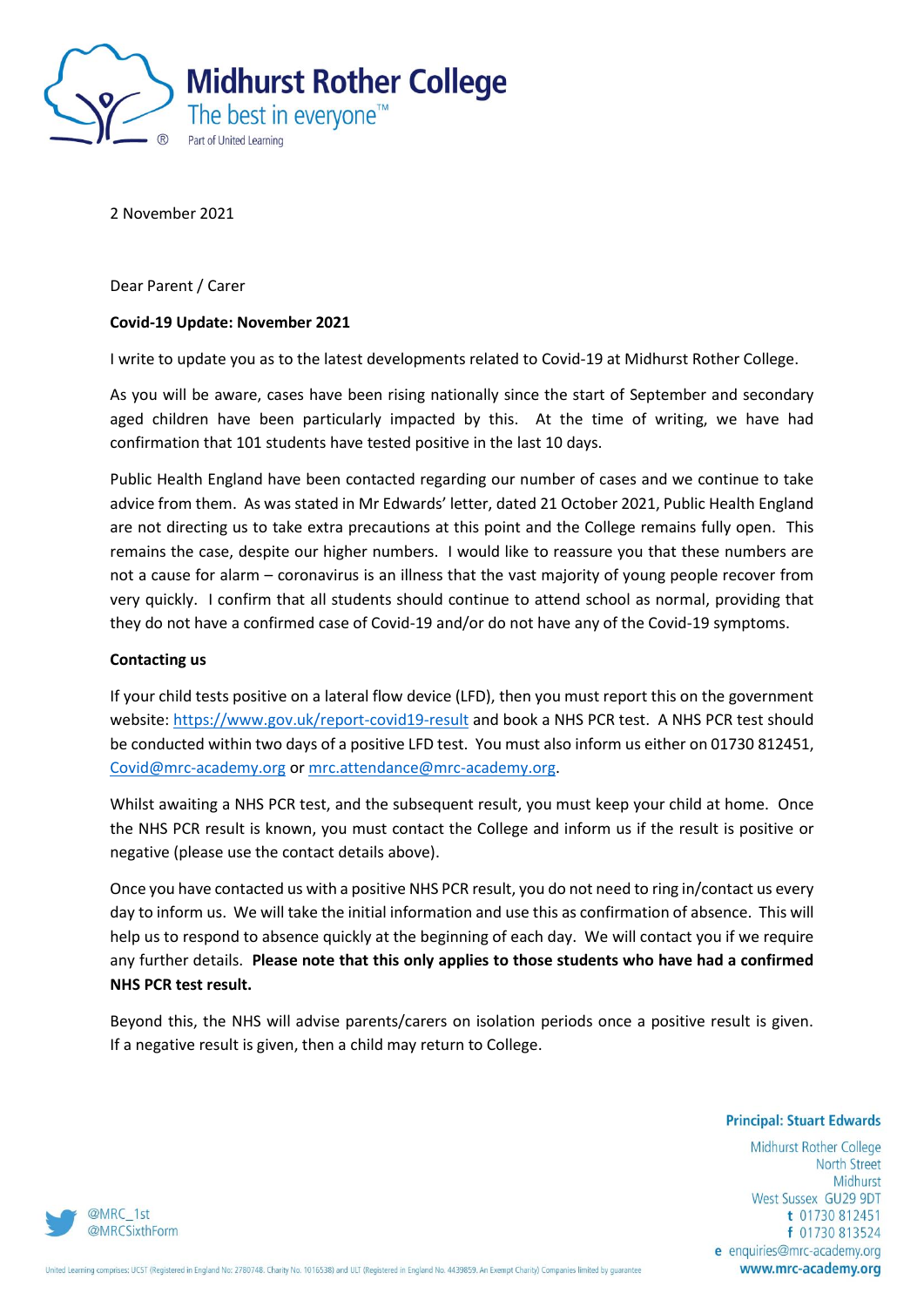# Midhurst Rother College

The best in everyone™

Part of United Learning

2 November 2021

Dear Parent / Carer

**Covid-19 Update: November 2021**

I write to update you as to the latest developments related to Covid-19 at Midhurst Rother College.

As you will be aware, cases have been rising nationally since the start of September and secondary aged children have been particularly impacted by this. At the time of writing, we have had confirmation that 101 students have tested positive in the last 10 days.

Public Health England have been contacted regarding our number of cases and we continue to take advice from them. As was stated in Mr Edwards' letter, dated 21 October 2021, Public Health England are not directing us to take extra precautions at this point and the College remains fully open. This remains the case, despite our higher numbers. I would like to reassure you that these numbers are not a cause for alarm – coronavirus is an illness that the vast majority of young people recover from very quickly. I confirm that all students should continue to attend school as normal, providing that they do not have a confirmed case of Covid-19 and/or do not have any of the Covid-19 symptoms.

**Contacting us**

If your child tests positive on a lateral flow device (LFD), then you must report this on the government website: [https://www.gov.uk/report-covid19-result](https://www.gov.uk/report-covid19-result) and book a NHS PCR test. A NHS PCR test should be conducted within two days of a positive LFD test. You must also inform us either on 01730 812451, [Covid@mrc-academy.org](mailto:Covid@mrc-academy.org) or [mrc.attendance@mrc-academy.org](mailto:mrc.attendance@mrc-academy.org).

Whilst awaiting a NHS PCR test, and the subsequent result, you must keep your child at home. Once the NHS PCR result is known, you must contact the College and inform us if the result is positive or negative (please use the contact details above).

Once you have contacted us with a positive NHS PCR result, you do not need to ring in/contact us every day to inform us. We will take the initial information and use this as confirmation of absence. This will help us to respond to absence quickly at the beginning of each day. We will contact you if we require any further details. **Please note that this only applies to those students who have had a confirmed NHS PCR test result.**

Beyond this, the NHS will advise parents/carers on isolation periods once a positive result is given. If a negative result is given, then a child may return to College.

**Principal: Stuart Edwards**

Midhurst Rother College
North Street
Midhurst
West Sussex GU29 9DT
t 01730 812451
f 01730 813524
e enquiries@mrc-academy.org
www.mrc-academy.org

@MRC_1st
@MRCSixthForm

United Learning comprises: UCST (Registered in England No: 2780748. Charity No. 1016538) and ULT (Registered in England No. 4439859. An Exempt Charity) Companies limited by guarantee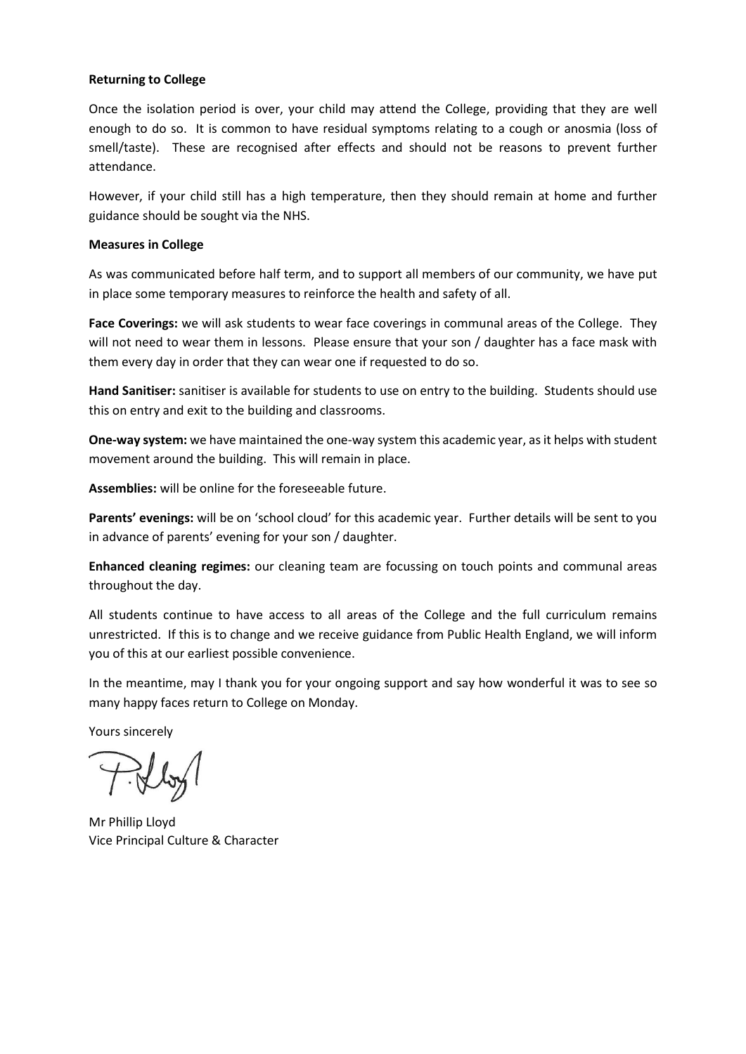**Returning to College**

Once the isolation period is over, your child may attend the College, providing that they are well enough to do so. It is common to have residual symptoms relating to a cough or anosmia (loss of smell/taste). These are recognised after effects and should not be reasons to prevent further attendance.

However, if your child still has a high temperature, then they should remain at home and further guidance should be sought via the NHS.

**Measures in College**

As was communicated before half term, and to support all members of our community, we have put in place some temporary measures to reinforce the health and safety of all.

**Face Coverings:** we will ask students to wear face coverings in communal areas of the College. They will not need to wear them in lessons. Please ensure that your son / daughter has a face mask with them every day in order that they can wear one if requested to do so.

**Hand Sanitiser:** sanitiser is available for students to use on entry to the building. Students should use this on entry and exit to the building and classrooms.

**One-way system:** we have maintained the one-way system this academic year, as it helps with student movement around the building. This will remain in place.

**Assemblies:** will be online for the foreseeable future.

**Parents' evenings:** will be on 'school cloud' for this academic year. Further details will be sent to you in advance of parents' evening for your son / daughter.

**Enhanced cleaning regimes:** our cleaning team are focussing on touch points and communal areas throughout the day.

All students continue to have access to all areas of the College and the full curriculum remains unrestricted. If this is to change and we receive guidance from Public Health England, we will inform you of this at our earliest possible convenience.

In the meantime, may I thank you for your ongoing support and say how wonderful it was to see so many happy faces return to College on Monday.

Yours sincerely

Mr Phillip Lloyd
Vice Principal Culture & Character